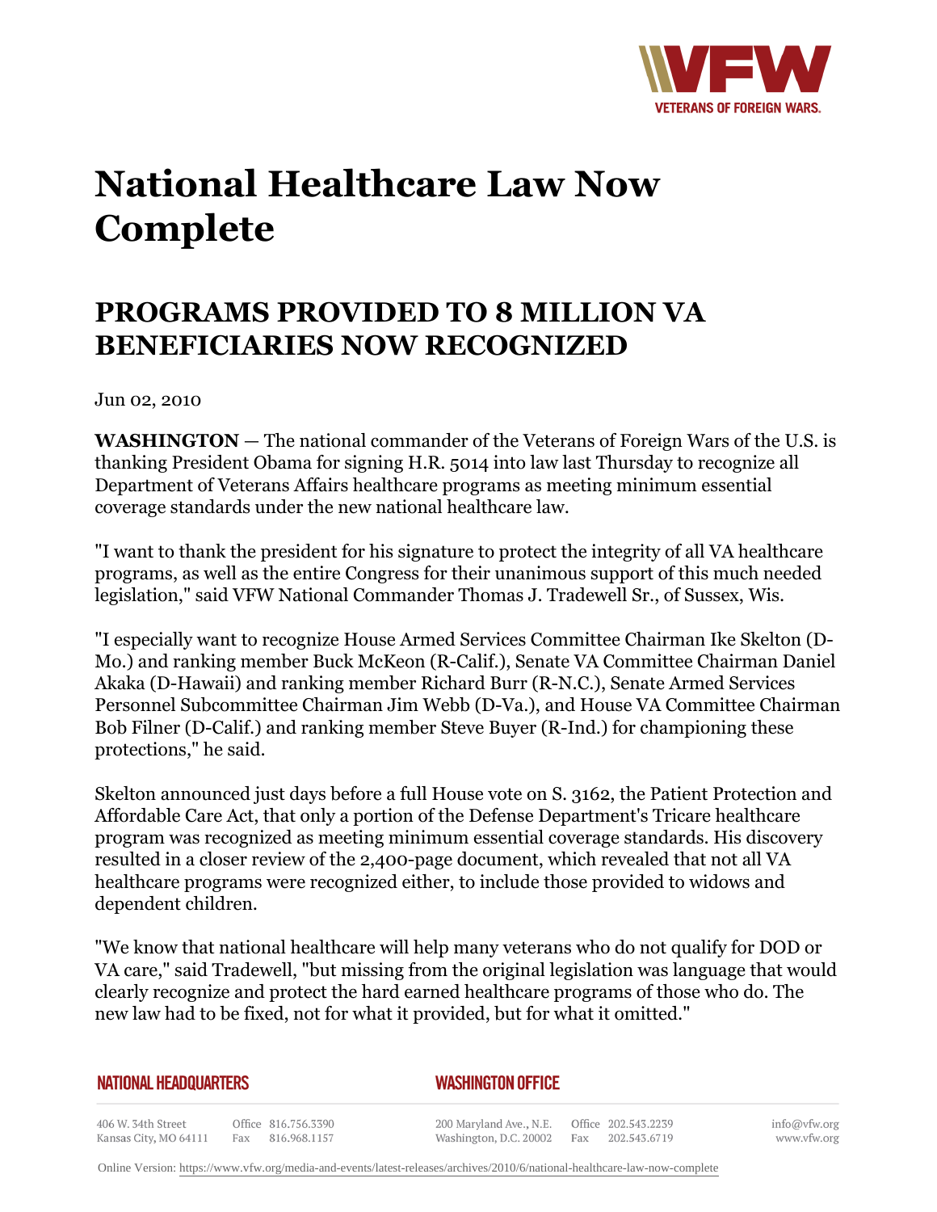# National Healthcare Law Now Complete

## PROGRAMS PROVIDED TO 8 MILLION VA BENEFICIARIES NOW RECOGNIZED

Jun 02, 2010

**WASHINGTON** — The national commander of the Veterans of Foreign Wars of the U.S. is thanking President Obama for signing H.R. 5014 into law last Thursday to recognize all Department of Veterans Affairs healthcare programs as meeting minimum essential coverage standards under the new national healthcare law.

"I want to thank the president for his signature to protect the integrity of all VA healthcare programs, as well as the entire Congress for their unanimous support of this much needed legislation," said VFW National Commander Thomas J. Tradewell Sr., of Sussex, Wis.

"I especially want to recognize House Armed Services Committee Chairman Ike Skelton (D-Mo.) and ranking member Buck McKeon (R-Calif.), Senate VA Committee Chairman Daniel Akaka (D-Hawaii) and ranking member Richard Burr (R-N.C.), Senate Armed Services Personnel Subcommittee Chairman Jim Webb (D-Va.), and House VA Committee Chairman Bob Filner (D-Calif.) and ranking member Steve Buyer (R-Ind.) for championing these protections," he said.

Skelton announced just days before a full House vote on S. 3162, the Patient Protection and Affordable Care Act, that only a portion of the Defense Department's Tricare healthcare program was recognized as meeting minimum essential coverage standards. His discovery resulted in a closer review of the 2,400-page document, which revealed that not all VA healthcare programs were recognized either, to include those provided to widows and dependent children.

"We know that national healthcare will help many veterans who do not qualify for DOD or VA care," said Tradewell, "but missing from the original legislation was language that would clearly recognize and protect the hard earned healthcare programs of those who do. The new law had to be fixed, not for what it provided, but for what it omitted."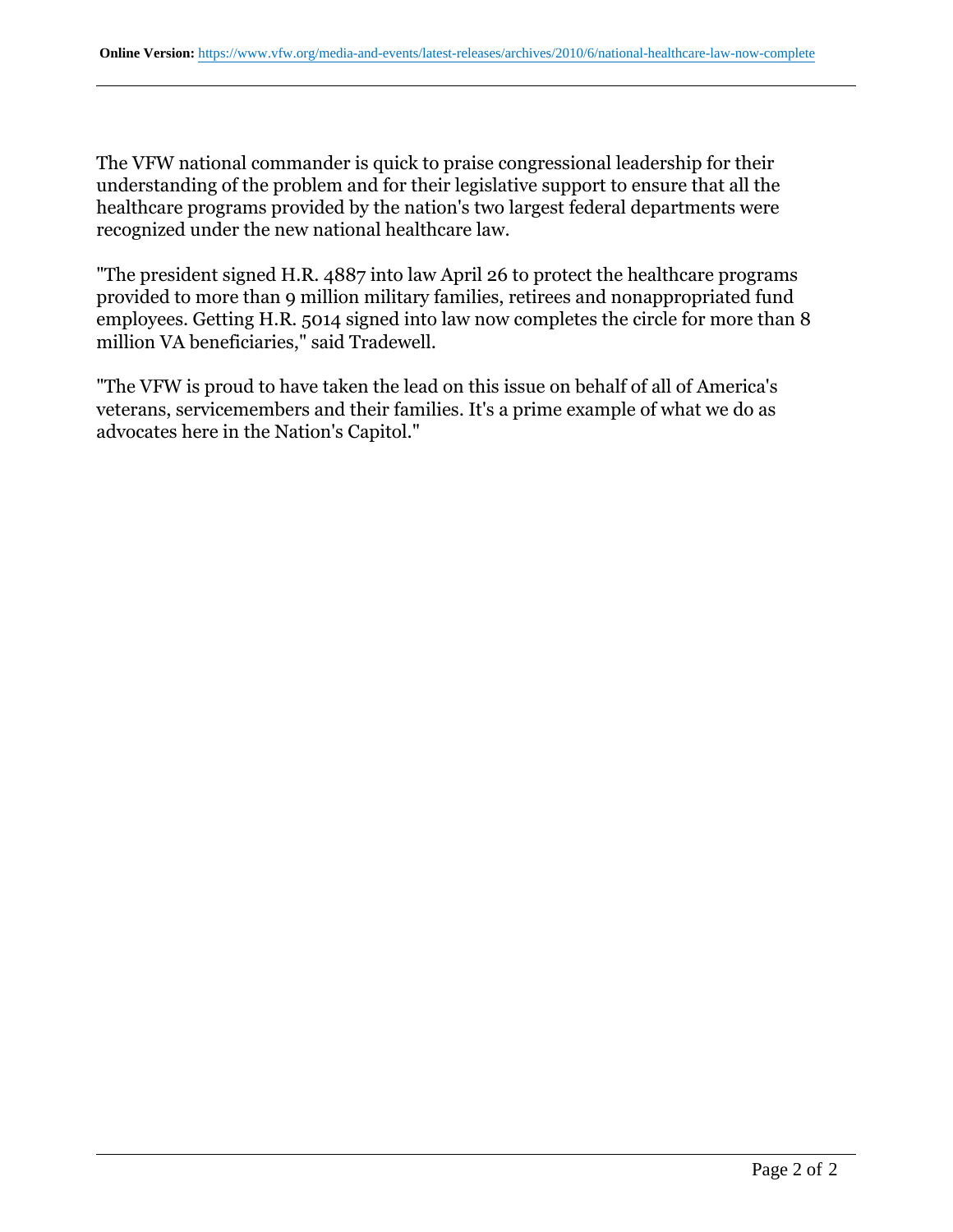The VFW national commander is quick to praise congressional leadership for their understanding of the problem and for their legislative support to ensure that all the healthcare programs provided by the nation's two largest federal departments were recognized under the new national healthcare law.

"The president signed H.R. 4887 into law April 26 to protect the healthcare programs provided to more than 9 million military families, retirees and nonappropriated fund employees. Getting H.R. 5014 signed into law now completes the circle for more than 8 million VA beneficiaries," said Tradewell.

"The VFW is proud to have taken the lead on this issue on behalf of all of America's veterans, servicemembers and their families. It's a prime example of what we do as advocates here in the Nation's Capitol."